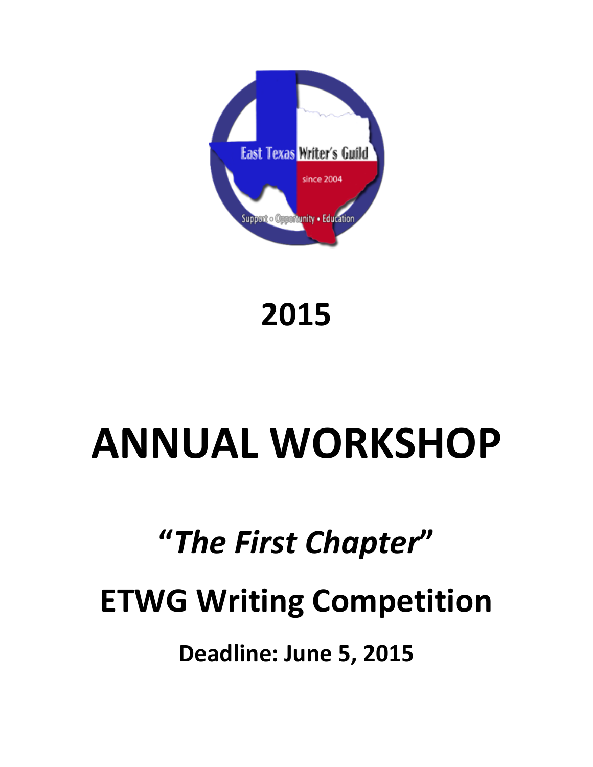East Texas Writer's Guild

since 2004

Support • Opportunity • Education

# 2015

# ANNUAL WORKSHOP

## *"The First Chapter"*

## ETWG Writing Competition

**Deadline: June 5, 2015**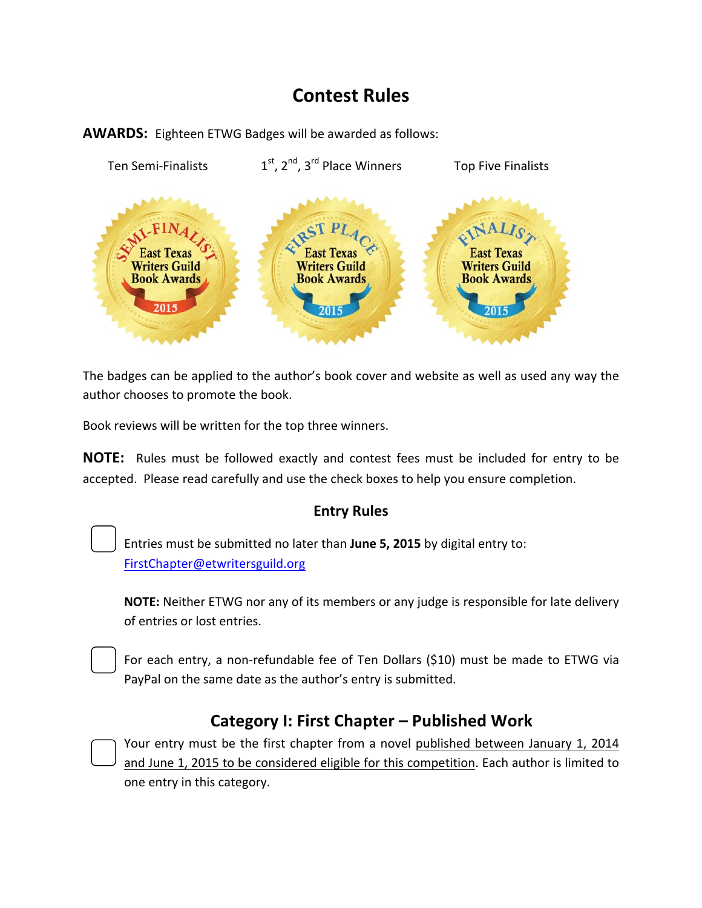# Contest Rules

**AWARDS:** Eighteen ETWG Badges will be awarded as follows:

Ten Semi-Finalists | 1st, 2nd, 3rd Place Winners | Top Five Finalists

The badges can be applied to the author's book cover and website as well as used any way the author chooses to promote the book.

Book reviews will be written for the top three winners.

**NOTE:** Rules must be followed exactly and contest fees must be included for entry to be accepted. Please read carefully and use the check boxes to help you ensure completion.

## Entry Rules

☐ Entries must be submitted no later than **June 5, 2015** by digital entry to: FirstChapter@etwritersguild.org

**NOTE:** Neither ETWG nor any of its members or any judge is responsible for late delivery of entries or lost entries.

☐ For each entry, a non-refundable fee of Ten Dollars ($10) must be made to ETWG via PayPal on the same date as the author's entry is submitted.

## Category I: First Chapter – Published Work

☐ Your entry must be the first chapter from a novel published between January 1, 2014 and June 1, 2015 to be considered eligible for this competition. Each author is limited to one entry in this category.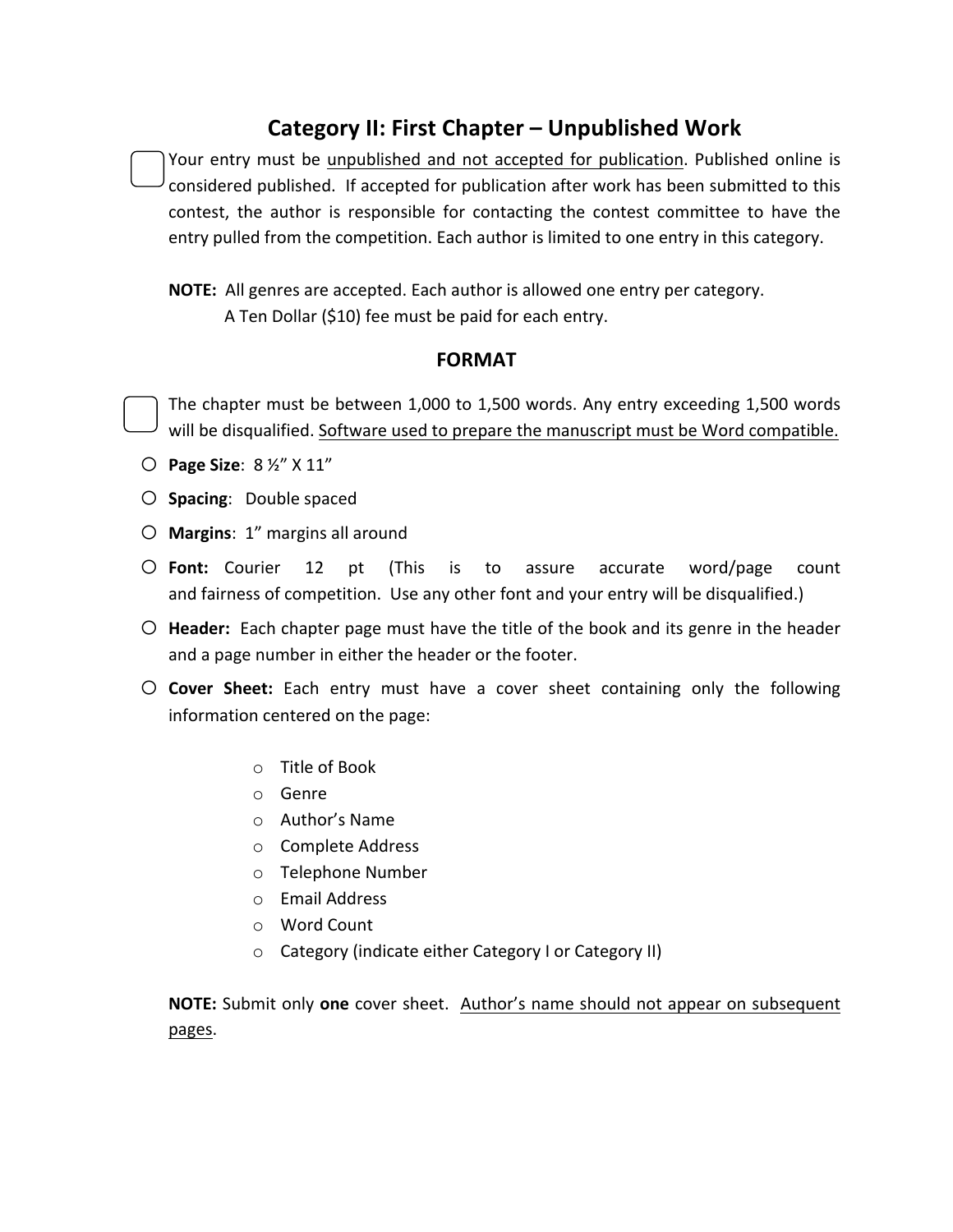## Category II: First Chapter – Unpublished Work

- [ ] Your entry must be <u>unpublished and not accepted for publication</u>. Published online is considered published. If accepted for publication after work has been submitted to this contest, the author is responsible for contacting the contest committee to have the entry pulled from the competition. Each author is limited to one entry in this category.

**NOTE:** All genres are accepted. Each author is allowed one entry per category.
A Ten Dollar ($10) fee must be paid for each entry.

### FORMAT

- [ ] The chapter must be between 1,000 to 1,500 words. Any entry exceeding 1,500 words will be disqualified. <u>Software used to prepare the manuscript must be Word compatible.</u>

- **Page Size**: 8 ½" X 11"
- **Spacing**: Double spaced
- **Margins**: 1" margins all around
- **Font:** Courier 12 pt (This is to assure accurate word/page count and fairness of competition. Use any other font and your entry will be disqualified.)
- **Header:** Each chapter page must have the title of the book and its genre in the header and a page number in either the header or the footer.
- **Cover Sheet:** Each entry must have a cover sheet containing only the following information centered on the page:
  - Title of Book
  - Genre
  - Author's Name
  - Complete Address
  - Telephone Number
  - Email Address
  - Word Count
  - Category (indicate either Category I or Category II)

**NOTE:** Submit only **one** cover sheet. <u>Author's name should not appear on subsequent pages</u>.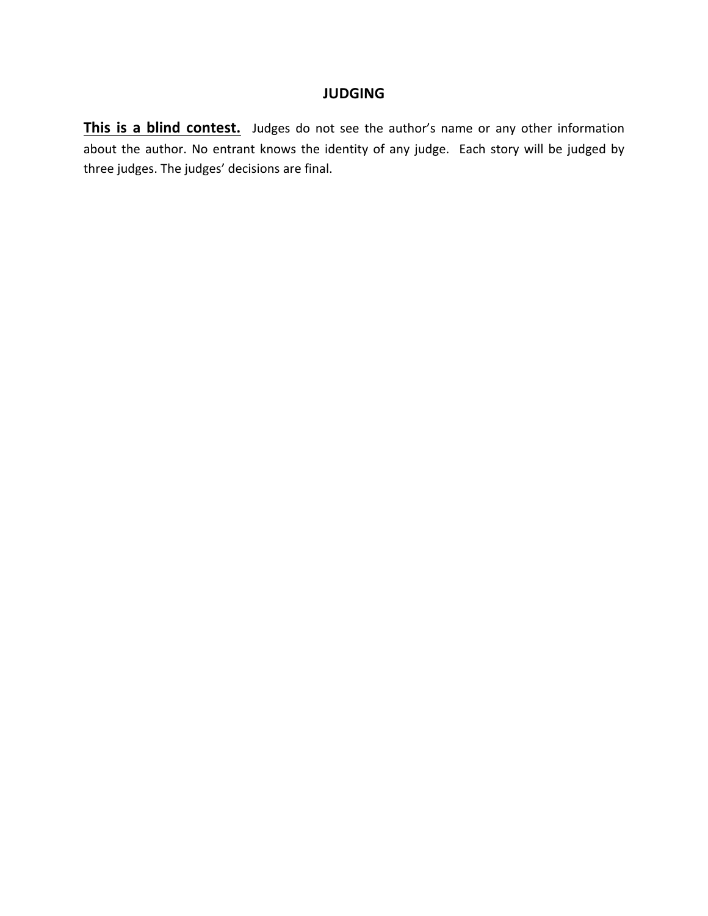## JUDGING

**<u>This is a blind contest.</u>** Judges do not see the author's name or any other information about the author. No entrant knows the identity of any judge. Each story will be judged by three judges. The judges' decisions are final.